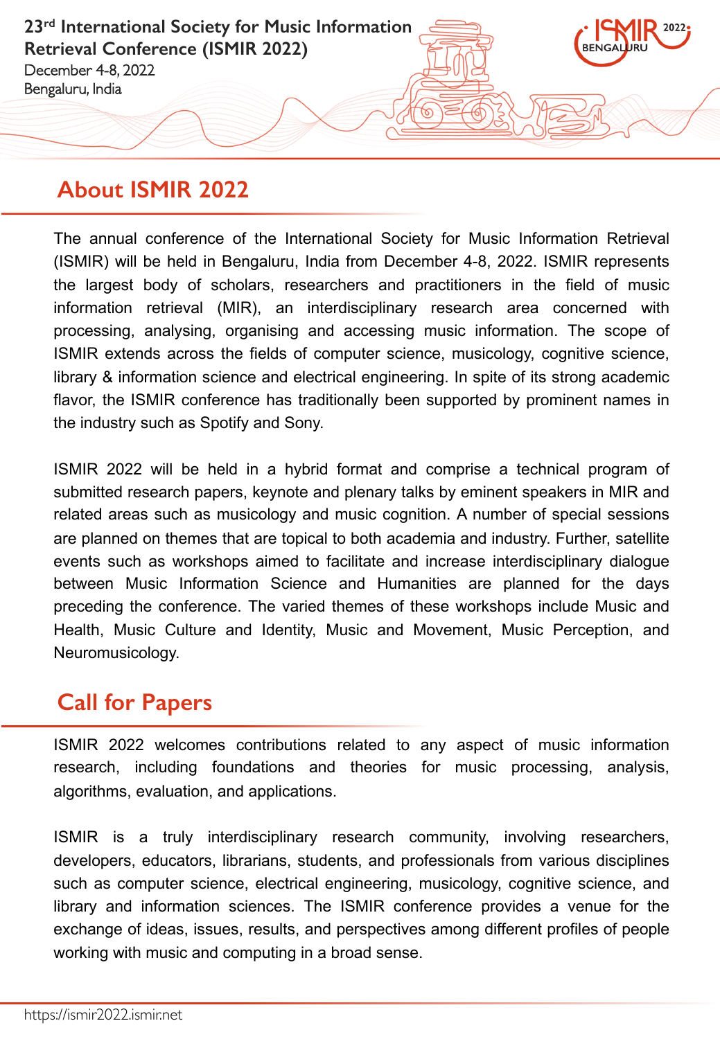# 23rd International Society for Music Information Retrieval Conference (ISMIR 2022)

December 4-8, 2022

Bengaluru, India

## About ISMIR 2022

The annual conference of the International Society for Music Information Retrieval (ISMIR) will be held in Bengaluru, India from December 4-8, 2022. ISMIR represents the largest body of scholars, researchers and practitioners in the field of music information retrieval (MIR), an interdisciplinary research area concerned with processing, analysing, organising and accessing music information. The scope of ISMIR extends across the fields of computer science, musicology, cognitive science, library & information science and electrical engineering. In spite of its strong academic flavor, the ISMIR conference has traditionally been supported by prominent names in the industry such as Spotify and Sony.

ISMIR 2022 will be held in a hybrid format and comprise a technical program of submitted research papers, keynote and plenary talks by eminent speakers in MIR and related areas such as musicology and music cognition. A number of special sessions are planned on themes that are topical to both academia and industry. Further, satellite events such as workshops aimed to facilitate and increase interdisciplinary dialogue between Music Information Science and Humanities are planned for the days preceding the conference. The varied themes of these workshops include Music and Health, Music Culture and Identity, Music and Movement, Music Perception, and Neuromusicology.

## Call for Papers

ISMIR 2022 welcomes contributions related to any aspect of music information research, including foundations and theories for music processing, analysis, algorithms, evaluation, and applications.

ISMIR is a truly interdisciplinary research community, involving researchers, developers, educators, librarians, students, and professionals from various disciplines such as computer science, electrical engineering, musicology, cognitive science, and library and information sciences. The ISMIR conference provides a venue for the exchange of ideas, issues, results, and perspectives among different profiles of people working with music and computing in a broad sense.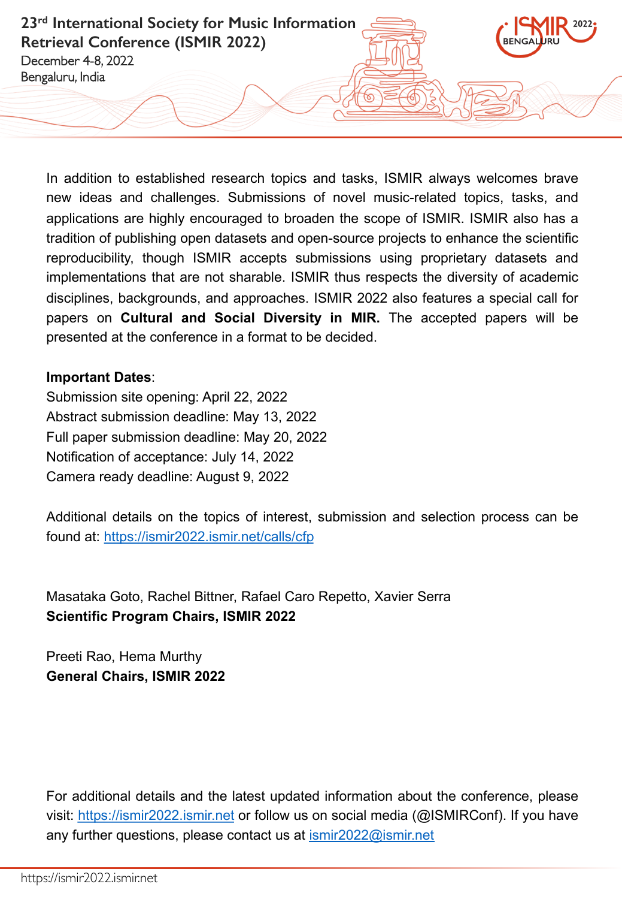In addition to established research topics and tasks, ISMIR always welcomes brave new ideas and challenges. Submissions of novel music-related topics, tasks, and applications are highly encouraged to broaden the scope of ISMIR. ISMIR also has a tradition of publishing open datasets and open-source projects to enhance the scientific reproducibility, though ISMIR accepts submissions using proprietary datasets and implementations that are not sharable. ISMIR thus respects the diversity of academic disciplines, backgrounds, and approaches. ISMIR 2022 also features a special call for papers on **Cultural and Social Diversity in MIR.** The accepted papers will be presented at the conference in a format to be decided.

**Important Dates**:
Submission site opening: April 22, 2022
Abstract submission deadline: May 13, 2022
Full paper submission deadline: May 20, 2022
Notification of acceptance: July 14, 2022
Camera ready deadline: August 9, 2022

Additional details on the topics of interest, submission and selection process can be found at: https://ismir2022.ismir.net/calls/cfp

Masataka Goto, Rachel Bittner, Rafael Caro Repetto, Xavier Serra
**Scientific Program Chairs, ISMIR 2022**

Preeti Rao, Hema Murthy
**General Chairs, ISMIR 2022**

For additional details and the latest updated information about the conference, please visit: https://ismir2022.ismir.net or follow us on social media (@ISMIRConf). If you have any further questions, please contact us at ismir2022@ismir.net